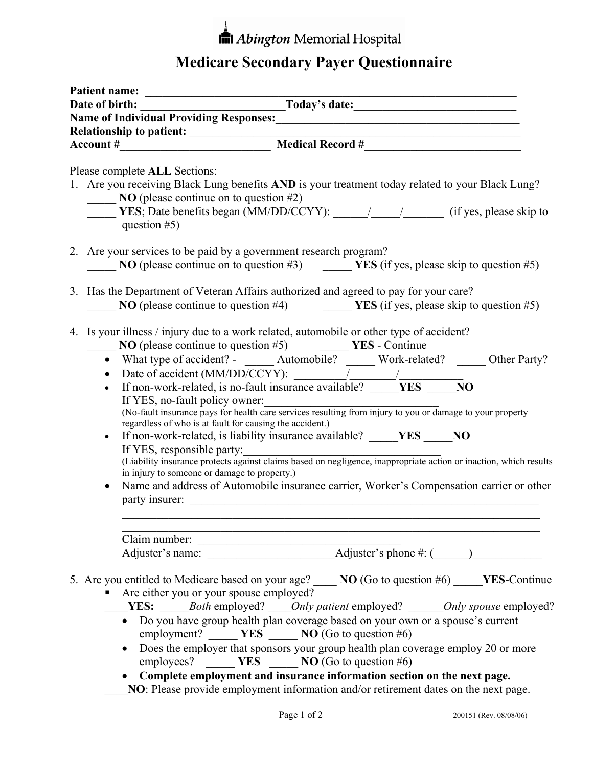Abington Memorial Hospital

# Medicare Secondary Payer Questionnaire

**Patient name:** ________________________________________________________________

**Date of birth:** _________________________**Today's date:**___________________________

**Name of Individual Providing Responses:**__________________________________________

**Relationship to patient:** _________________________________________________________

**Account #**__________________________ **Medical Record #**___________________________

Please complete **ALL** Sections:

1. Are you receiving Black Lung benefits **AND** is your treatment today related to your Black Lung?
   _____ **NO** (please continue on to question #2)
   _____ **YES**; Date benefits began (MM/DD/CCYY): ______/_____/_______ (if yes, please skip to question #5)

2. Are your services to be paid by a government research program?
   _____ **NO** (please continue on to question #3) _____ **YES** (if yes, please skip to question #5)

3. Has the Department of Veteran Affairs authorized and agreed to pay for your care?
   _____ **NO** (please continue to question #4) _____ **YES** (if yes, please skip to question #5)

4. Is your illness / injury due to a work related, automobile or other type of accident?
   _____ **NO** (please continue to question #5) _____ **YES** - Continue
   - What type of accident? - _____ Automobile? _____ Work-related? _____ Other Party?
   - Date of accident (MM/DD/CCYY): _________/________/___________
   - If non-work-related, is no-fault insurance available? _____**YES** _____**NO**
     If YES, no-fault policy owner:________________________________
     (No-fault insurance pays for health care services resulting from injury to you or damage to your property regardless of who is at fault for causing the accident.)
   - If non-work-related, is liability insurance available? _____**YES** _____**NO**
     If YES, responsible party:_____________________________________
     (Liability insurance protects against claims based on negligence, inappropriate action or inaction, which results in injury to someone or damage to property.)
   - Name and address of Automobile insurance carrier, Worker's Compensation carrier or other party insurer: ______________________________________________________________
     ______________________________________________________________________________
     ______________________________________________________________________________
     Claim number: ____________________________________
     Adjuster's name: ______________________Adjuster's phone #: (______)____________

5. Are you entitled to Medicare based on your age? ____ **NO** (Go to question #6) _____**YES**-Continue
   - Are either you or your spouse employed?
     ____**YES:** _____*Both* employed? ____*Only patient* employed? ______*Only spouse* employed?
     - Do you have group health plan coverage based on your own or a spouse's current employment? _____ **YES** _____ **NO** (Go to question #6)
     - Does the employer that sponsors your group health plan coverage employ 20 or more employees? _____ **YES** _____ **NO** (Go to question #6)
     - **Complete employment and insurance information section on the next page.**

     ____**NO**: Please provide employment information and/or retirement dates on the next page.

200151 (Rev. 08/08/06)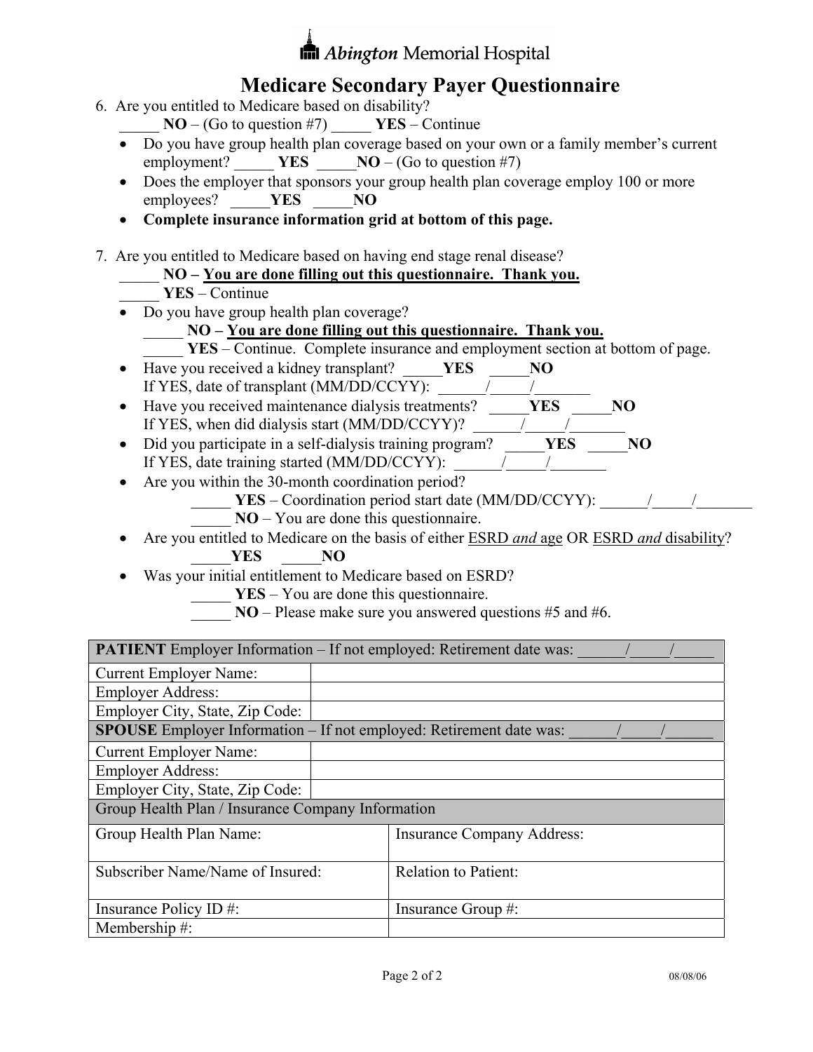Abington Memorial Hospital

# Medicare Secondary Payer Questionnaire

6. Are you entitled to Medicare based on disability?
   _____ **NO** – (Go to question #7) _____ **YES** – Continue
   - Do you have group health plan coverage based on your own or a family member's current employment? _____ **YES** _____**NO** – (Go to question #7)
   - Does the employer that sponsors your group health plan coverage employ 100 or more employees? _____**YES** _____**NO**
   - **Complete insurance information grid at bottom of this page.**

7. Are you entitled to Medicare based on having end stage renal disease?
   _____ **NO – <u>You are done filling out this questionnaire. Thank you.</u>**
   _____ **YES** – Continue
   - Do you have group health plan coverage?
     _____ **NO – <u>You are done filling out this questionnaire. Thank you.</u>**
     _____ **YES** – Continue. Complete insurance and employment section at bottom of page.
   - Have you received a kidney transplant? _____**YES** _____**NO**
     If YES, date of transplant (MM/DD/CCYY): ______/_____/_______
   - Have you received maintenance dialysis treatments? _____**YES** _____**NO**
     If YES, when did dialysis start (MM/DD/CCYY)? ______/_____/_______
   - Did you participate in a self-dialysis training program? _____**YES** _____**NO**
     If YES, date training started (MM/DD/CCYY): ______/_____/_______
   - Are you within the 30-month coordination period?
     _____ **YES** – Coordination period start date (MM/DD/CCYY): ______/_____/_______
     _____ **NO** – You are done this questionnaire.
   - Are you entitled to Medicare on the basis of either <u>ESRD *and* age</u> OR <u>ESRD *and* disability</u>?
     _____**YES** _____**NO**
   - Was your initial entitlement to Medicare based on ESRD?
     _____ **YES** – You are done this questionnaire.
     _____ **NO** – Please make sure you answered questions #5 and #6.

| | |
|---|---|
| **PATIENT** Employer Information – If not employed: Retirement date was: ______/_____/_____ | |
| Current Employer Name: | |
| Employer Address: | |
| Employer City, State, Zip Code: | |
| **SPOUSE** Employer Information – If not employed: Retirement date was: ______/_____/______ | |
| Current Employer Name: | |
| Employer Address: | |
| Employer City, State, Zip Code: | |
| Group Health Plan / Insurance Company Information | |
| Group Health Plan Name: | Insurance Company Address: |
| Subscriber Name/Name of Insured: | Relation to Patient: |
| Insurance Policy ID #: | Insurance Group #: |
| Membership #: | |

08/08/06